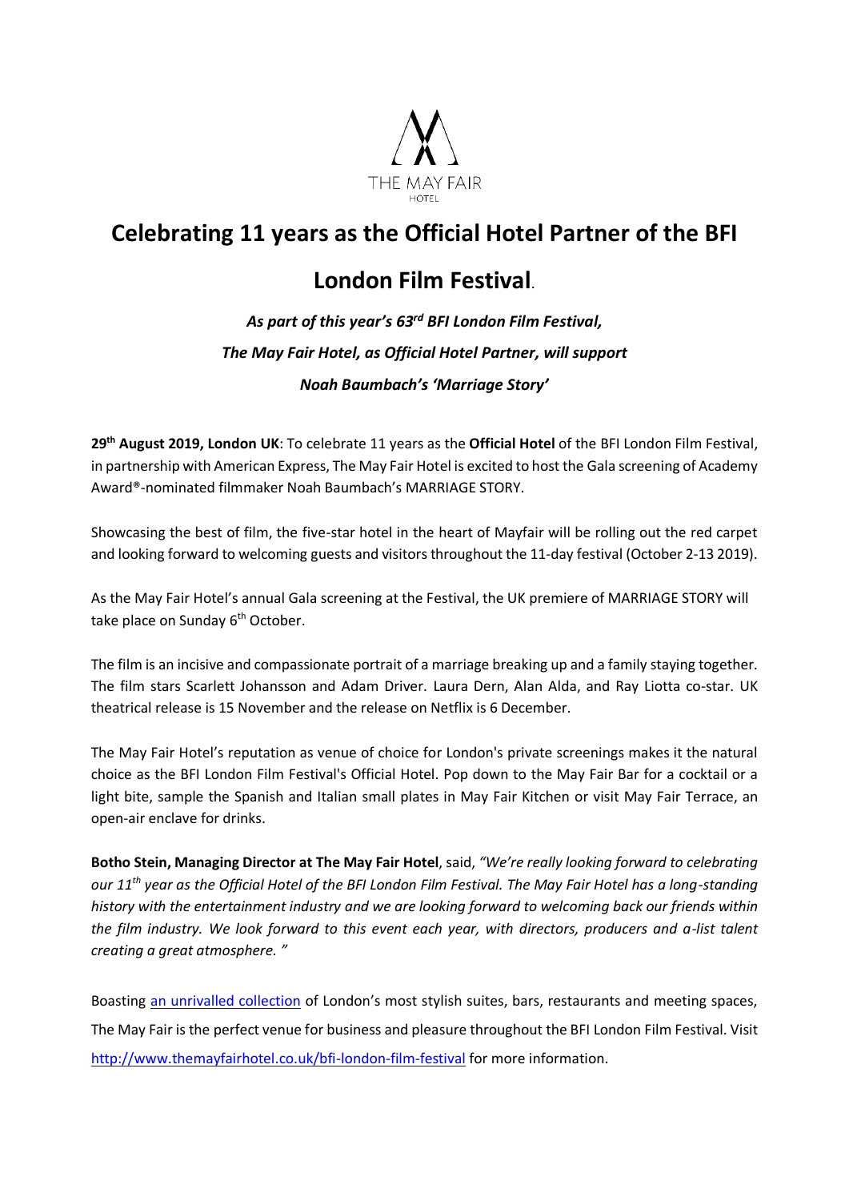THE MAY FAIR

HOTEL

# Celebrating 11 years as the Official Hotel Partner of the BFI London Film Festival.

***As part of this year's 63rd BFI London Film Festival,***
***The May Fair Hotel, as Official Hotel Partner, will support***
***Noah Baumbach's 'Marriage Story'***

**29th August 2019, London UK**: To celebrate 11 years as the **Official Hotel** of the BFI London Film Festival, in partnership with American Express, The May Fair Hotel is excited to host the Gala screening of Academy Award®-nominated filmmaker Noah Baumbach's MARRIAGE STORY.

Showcasing the best of film, the five-star hotel in the heart of Mayfair will be rolling out the red carpet and looking forward to welcoming guests and visitors throughout the 11-day festival (October 2-13 2019).

As the May Fair Hotel's annual Gala screening at the Festival, the UK premiere of MARRIAGE STORY will take place on Sunday 6th October.

The film is an incisive and compassionate portrait of a marriage breaking up and a family staying together. The film stars Scarlett Johansson and Adam Driver. Laura Dern, Alan Alda, and Ray Liotta co-star. UK theatrical release is 15 November and the release on Netflix is 6 December.

The May Fair Hotel's reputation as venue of choice for London's private screenings makes it the natural choice as the BFI London Film Festival's Official Hotel. Pop down to the May Fair Bar for a cocktail or a light bite, sample the Spanish and Italian small plates in May Fair Kitchen or visit May Fair Terrace, an open-air enclave for drinks.

**Botho Stein, Managing Director at The May Fair Hotel**, said, *"We're really looking forward to celebrating our 11th year as the Official Hotel of the BFI London Film Festival. The May Fair Hotel has a long-standing history with the entertainment industry and we are looking forward to welcoming back our friends within the film industry. We look forward to this event each year, with directors, producers and a-list talent creating a great atmosphere. "*

Boasting [an unrivalled collection](#) of London's most stylish suites, bars, restaurants and meeting spaces, The May Fair is the perfect venue for business and pleasure throughout the BFI London Film Festival. Visit [http://www.themayfairhotel.co.uk/bfi-london-film-festival](http://www.themayfairhotel.co.uk/bfi-london-film-festival) for more information.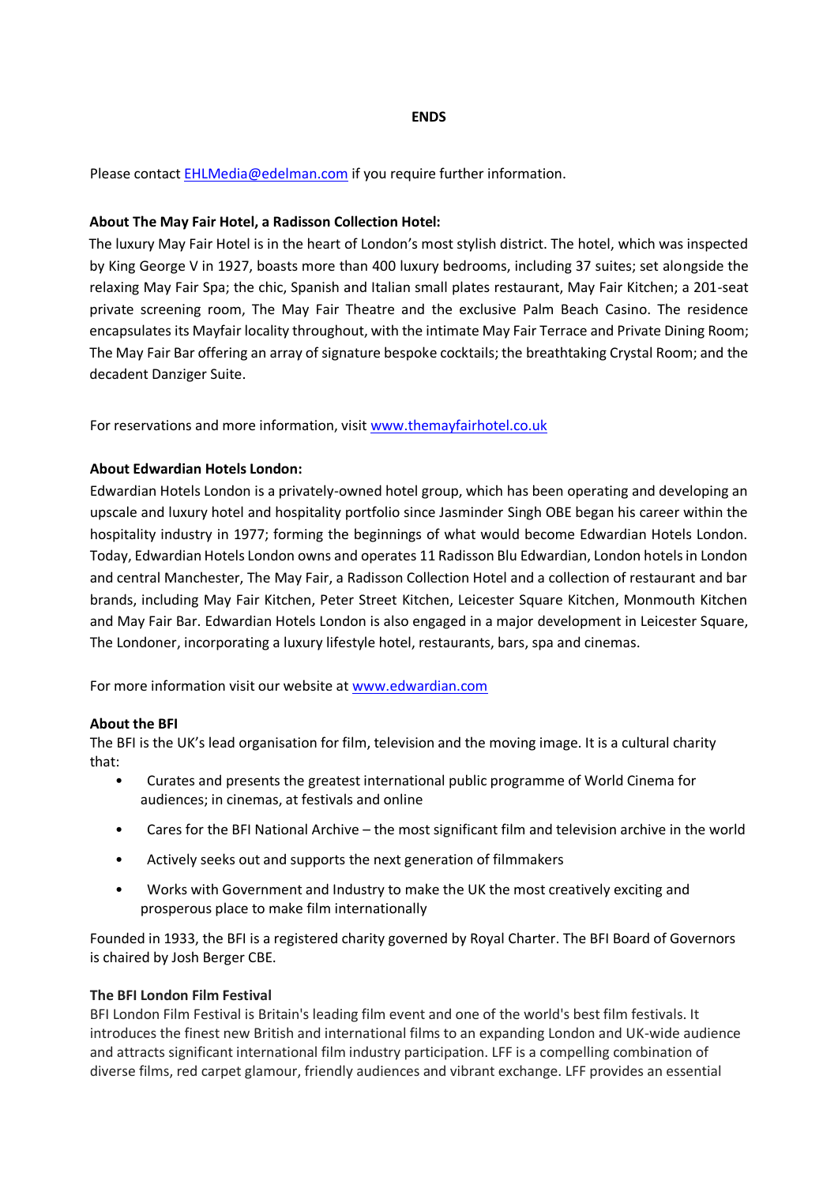**ENDS**

Please contact [EHLMedia@edelman.com](mailto:EHLMedia@edelman.com) if you require further information.

**About The May Fair Hotel, a Radisson Collection Hotel:**

The luxury May Fair Hotel is in the heart of London's most stylish district. The hotel, which was inspected by King George V in 1927, boasts more than 400 luxury bedrooms, including 37 suites; set alongside the relaxing May Fair Spa; the chic, Spanish and Italian small plates restaurant, May Fair Kitchen; a 201-seat private screening room, The May Fair Theatre and the exclusive Palm Beach Casino. The residence encapsulates its Mayfair locality throughout, with the intimate May Fair Terrace and Private Dining Room; The May Fair Bar offering an array of signature bespoke cocktails; the breathtaking Crystal Room; and the decadent Danziger Suite.

For reservations and more information, visit [www.themayfairhotel.co.uk](http://www.themayfairhotel.co.uk)

**About Edwardian Hotels London:**

Edwardian Hotels London is a privately-owned hotel group, which has been operating and developing an upscale and luxury hotel and hospitality portfolio since Jasminder Singh OBE began his career within the hospitality industry in 1977; forming the beginnings of what would become Edwardian Hotels London. Today, Edwardian Hotels London owns and operates 11 Radisson Blu Edwardian, London hotels in London and central Manchester, The May Fair, a Radisson Collection Hotel and a collection of restaurant and bar brands, including May Fair Kitchen, Peter Street Kitchen, Leicester Square Kitchen, Monmouth Kitchen and May Fair Bar. Edwardian Hotels London is also engaged in a major development in Leicester Square, The Londoner, incorporating a luxury lifestyle hotel, restaurants, bars, spa and cinemas.

For more information visit our website at [www.edwardian.com](http://www.edwardian.com)

**About the BFI**

The BFI is the UK's lead organisation for film, television and the moving image. It is a cultural charity that:

- Curates and presents the greatest international public programme of World Cinema for audiences; in cinemas, at festivals and online
- Cares for the BFI National Archive – the most significant film and television archive in the world
- Actively seeks out and supports the next generation of filmmakers
- Works with Government and Industry to make the UK the most creatively exciting and prosperous place to make film internationally

Founded in 1933, the BFI is a registered charity governed by Royal Charter. The BFI Board of Governors is chaired by Josh Berger CBE.

**The BFI London Film Festival**

BFI London Film Festival is Britain's leading film event and one of the world's best film festivals. It introduces the finest new British and international films to an expanding London and UK-wide audience and attracts significant international film industry participation. LFF is a compelling combination of diverse films, red carpet glamour, friendly audiences and vibrant exchange. LFF provides an essential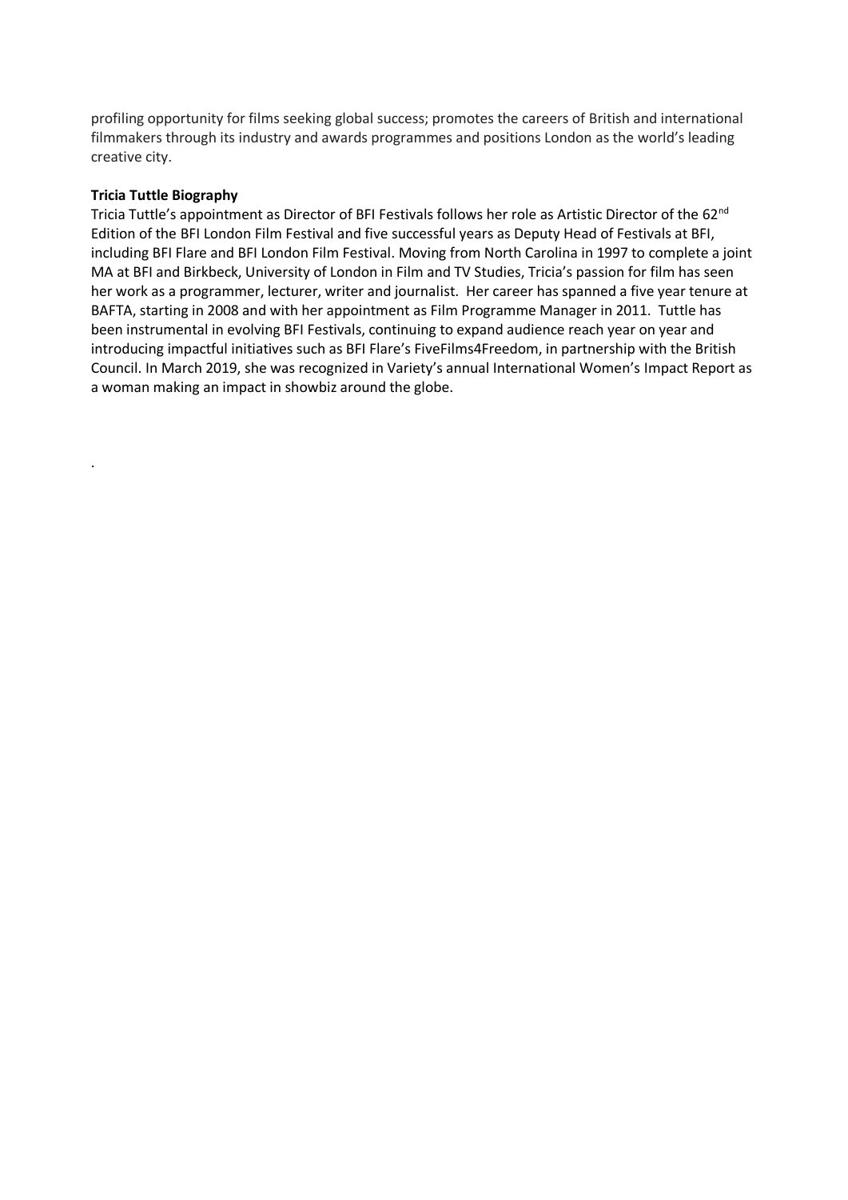profiling opportunity for films seeking global success; promotes the careers of British and international filmmakers through its industry and awards programmes and positions London as the world's leading creative city.

**Tricia Tuttle Biography**

Tricia Tuttle's appointment as Director of BFI Festivals follows her role as Artistic Director of the 62nd Edition of the BFI London Film Festival and five successful years as Deputy Head of Festivals at BFI, including BFI Flare and BFI London Film Festival. Moving from North Carolina in 1997 to complete a joint MA at BFI and Birkbeck, University of London in Film and TV Studies, Tricia's passion for film has seen her work as a programmer, lecturer, writer and journalist. Her career has spanned a five year tenure at BAFTA, starting in 2008 and with her appointment as Film Programme Manager in 2011. Tuttle has been instrumental in evolving BFI Festivals, continuing to expand audience reach year on year and introducing impactful initiatives such as BFI Flare's FiveFilms4Freedom, in partnership with the British Council. In March 2019, she was recognized in Variety's annual International Women's Impact Report as a woman making an impact in showbiz around the globe.

.